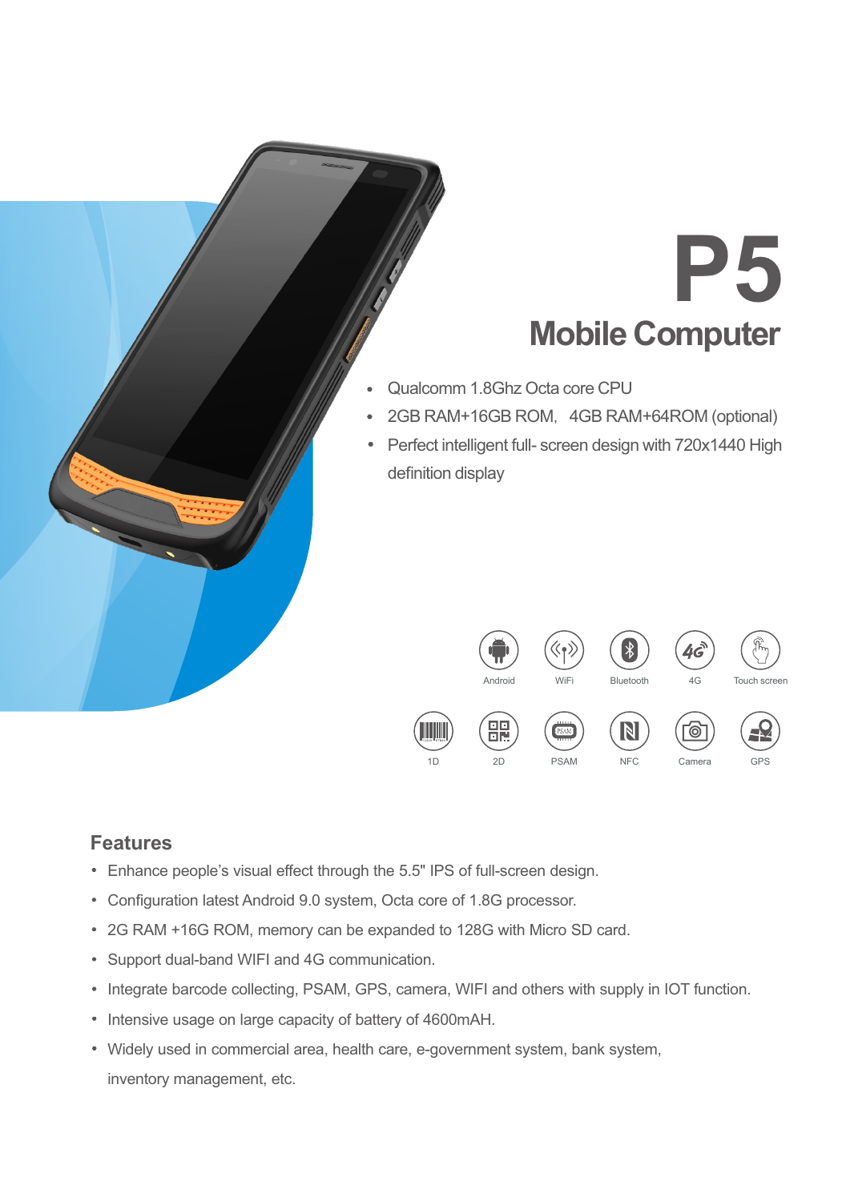# P5

## Mobile Computer

- Qualcomm 1.8Ghz Octa core CPU
- 2GB RAM+16GB ROM, 4GB RAM+64ROM (optional)
- Perfect intelligent full- screen design with 720x1440 High definition display

Android WiFi Bluetooth 4G Touch screen

1D 2D PSAM NFC Camera GPS

## Features

- Enhance people's visual effect through the 5.5" IPS of full-screen design.
- Configuration latest Android 9.0 system, Octa core of 1.8G processor.
- 2G RAM +16G ROM, memory can be expanded to 128G with Micro SD card.
- Support dual-band WIFI and 4G communication.
- Integrate barcode collecting, PSAM, GPS, camera, WIFI and others with supply in IOT function.
- Intensive usage on large capacity of battery of 4600mAH.
- Widely used in commercial area, health care, e-government system, bank system, inventory management, etc.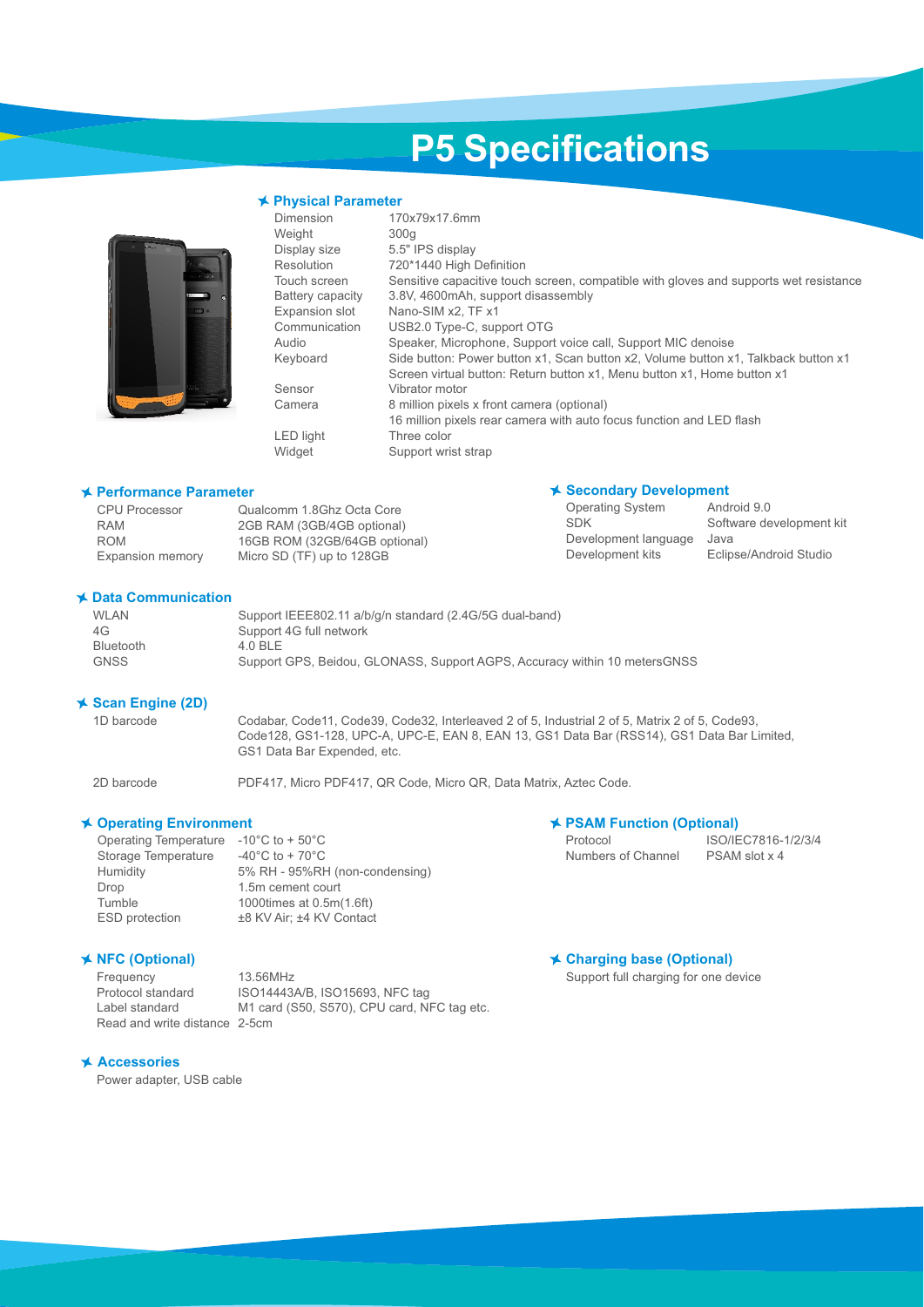# P5 Specifications

## Physical Parameter

| | |
|---|---|
| Dimension | 170x79x17.6mm |
| Weight | 300g |
| Display size | 5.5" IPS display |
| Resolution | 720*1440 High Definition |
| Touch screen | Sensitive capacitive touch screen, compatible with gloves and supports wet resistance |
| Battery capacity | 3.8V, 4600mAh, support disassembly |
| Expansion slot | Nano-SIM x2, TF x1 |
| Communication | USB2.0 Type-C, support OTG |
| Audio | Speaker, Microphone, Support voice call, Support MIC denoise |
| Keyboard | Side button: Power button x1, Scan button x2, Volume button x1, Talkback button x1<br>Screen virtual button: Return button x1, Menu button x1, Home button x1 |
| Sensor | Vibrator motor |
| Camera | 8 million pixels x front camera (optional)<br>16 million pixels rear camera with auto focus function and LED flash |
| LED light | Three color |
| Widget | Support wrist strap |

## Performance Parameter

| | |
|---|---|
| CPU Processor | Qualcomm 1.8Ghz Octa Core |
| RAM | 2GB RAM (3GB/4GB optional) |
| ROM | 16GB ROM (32GB/64GB optional) |
| Expansion memory | Micro SD (TF) up to 128GB |

## Secondary Development

| | |
|---|---|
| Operating System | Android 9.0 |
| SDK | Software development kit |
| Development language | Java |
| Development kits | Eclipse/Android Studio |

## Data Communication

| | |
|---|---|
| WLAN | Support IEEE802.11 a/b/g/n standard (2.4G/5G dual-band) |
| 4G | Support 4G full network |
| Bluetooth | 4.0 BLE |
| GNSS | Support GPS, Beidou, GLONASS, Support AGPS, Accuracy within 10 metersGNSS |

## Scan Engine (2D)

| | |
|---|---|
| 1D barcode | Codabar, Code11, Code39, Code32, Interleaved 2 of 5, Industrial 2 of 5, Matrix 2 of 5, Code93, Code128, GS1-128, UPC-A, UPC-E, EAN 8, EAN 13, GS1 Data Bar (RSS14), GS1 Data Bar Limited, GS1 Data Bar Expended, etc. |
| 2D barcode | PDF417, Micro PDF417, QR Code, Micro QR, Data Matrix, Aztec Code. |

## Operating Environment

| | |
|---|---|
| Operating Temperature | -10°C to + 50°C |
| Storage Temperature | -40°C to + 70°C |
| Humidity | 5% RH - 95%RH (non-condensing) |
| Drop | 1.5m cement court |
| Tumble | 1000times at 0.5m(1.6ft) |
| ESD protection | ±8 KV Air; ±4 KV Contact |

## PSAM Function (Optional)

| | |
|---|---|
| Protocol | ISO/IEC7816-1/2/3/4 |
| Numbers of Channel | PSAM slot x 4 |

## NFC (Optional)

| | |
|---|---|
| Frequency | 13.56MHz |
| Protocol standard | ISO14443A/B, ISO15693, NFC tag |
| Label standard | M1 card (S50, S570), CPU card, NFC tag etc. |
| Read and write distance | 2-5cm |

## Charging base (Optional)

Support full charging for one device

## Accessories

Power adapter, USB cable